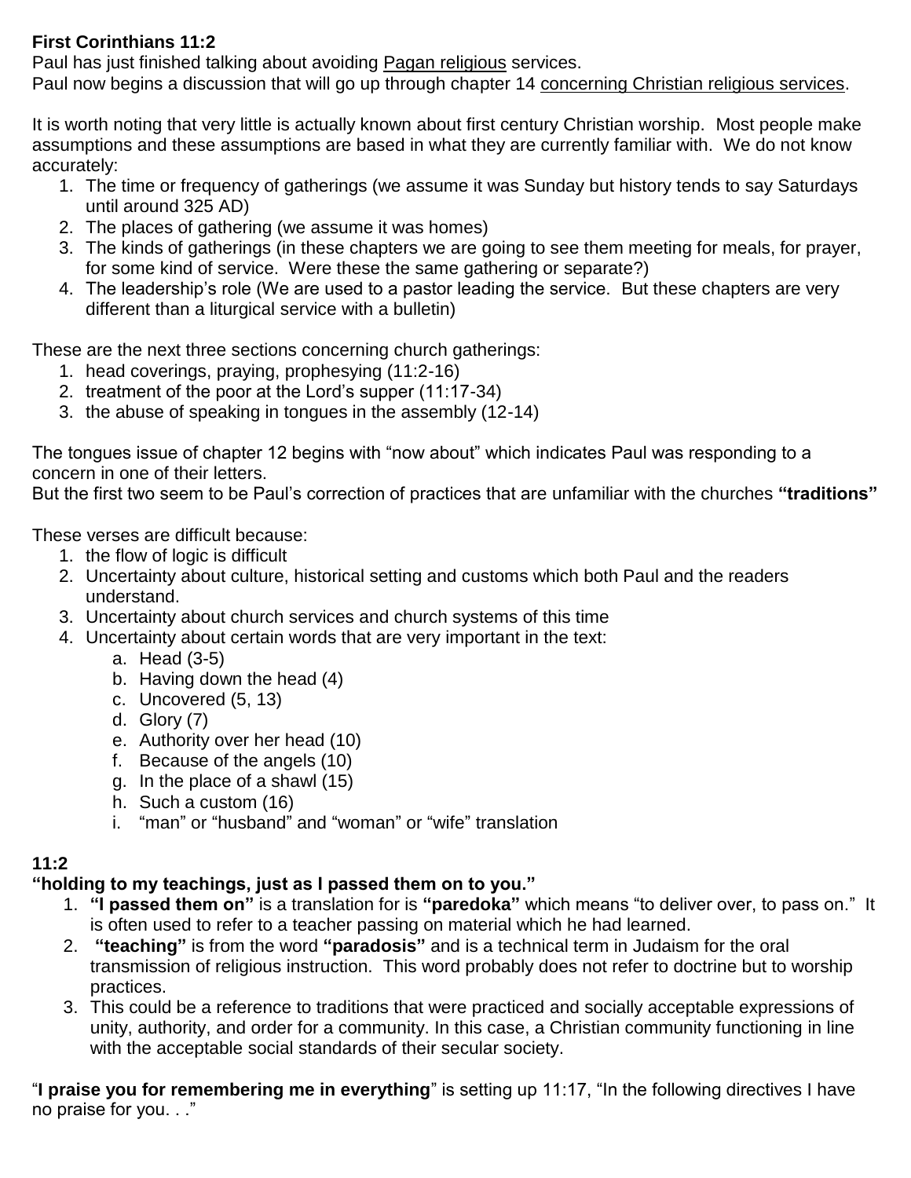**First Corinthians 11:2**

Paul has just finished talking about avoiding <u>Pagan religious</u> services.

Paul now begins a discussion that will go up through chapter 14 <u>concerning Christian religious services</u>.

It is worth noting that very little is actually known about first century Christian worship. Most people make assumptions and these assumptions are based in what they are currently familiar with. We do not know accurately:

1. The time or frequency of gatherings (we assume it was Sunday but history tends to say Saturdays until around 325 AD)
2. The places of gathering (we assume it was homes)
3. The kinds of gatherings (in these chapters we are going to see them meeting for meals, for prayer, for some kind of service. Were these the same gathering or separate?)
4. The leadership's role (We are used to a pastor leading the service. But these chapters are very different than a liturgical service with a bulletin)

These are the next three sections concerning church gatherings:

1. head coverings, praying, prophesying (11:2-16)
2. treatment of the poor at the Lord's supper (11:17-34)
3. the abuse of speaking in tongues in the assembly (12-14)

The tongues issue of chapter 12 begins with "now about" which indicates Paul was responding to a concern in one of their letters.

But the first two seem to be Paul's correction of practices that are unfamiliar with the churches **"traditions"**

These verses are difficult because:

1. the flow of logic is difficult
2. Uncertainty about culture, historical setting and customs which both Paul and the readers understand.
3. Uncertainty about church services and church systems of this time
4. Uncertainty about certain words that are very important in the text:
   a. Head (3-5)
   b. Having down the head (4)
   c. Uncovered (5, 13)
   d. Glory (7)
   e. Authority over her head (10)
   f. Because of the angels (10)
   g. In the place of a shawl (15)
   h. Such a custom (16)
   i. "man" or "husband" and "woman" or "wife" translation

**11:2**

**"holding to my teachings, just as I passed them on to you."**

1. **"I passed them on"** is a translation for is **"paredoka"** which means "to deliver over, to pass on." It is often used to refer to a teacher passing on material which he had learned.
2. **"teaching"** is from the word **"paradosis"** and is a technical term in Judaism for the oral transmission of religious instruction. This word probably does not refer to doctrine but to worship practices.
3. This could be a reference to traditions that were practiced and socially acceptable expressions of unity, authority, and order for a community. In this case, a Christian community functioning in line with the acceptable social standards of their secular society.

"**I praise you for remembering me in everything**" is setting up 11:17, "In the following directives I have no praise for you. . ."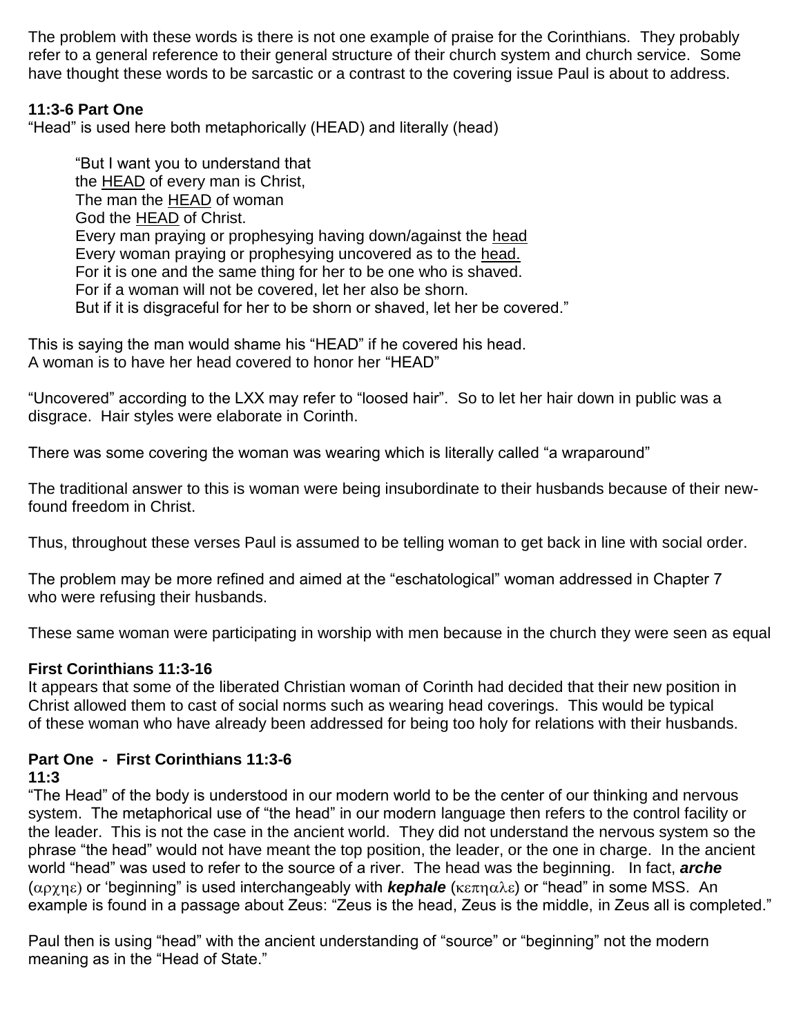The problem with these words is there is not one example of praise for the Corinthians. They probably refer to a general reference to their general structure of their church system and church service. Some have thought these words to be sarcastic or a contrast to the covering issue Paul is about to address.

**11:3-6 Part One**

"Head" is used here both metaphorically (HEAD) and literally (head)

> "But I want you to understand that
> the <u>HEAD</u> of every man is Christ,
> The man the <u>HEAD</u> of woman
> God the <u>HEAD</u> of Christ.
> Every man praying or prophesying having down/against the <u>head</u>
> Every woman praying or prophesying uncovered as to the <u>head.</u>
> For it is one and the same thing for her to be one who is shaved.
> For if a woman will not be covered, let her also be shorn.
> But if it is disgraceful for her to be shorn or shaved, let her be covered."

This is saying the man would shame his "HEAD" if he covered his head.
A woman is to have her head covered to honor her "HEAD"

"Uncovered" according to the LXX may refer to "loosed hair". So to let her hair down in public was a disgrace. Hair styles were elaborate in Corinth.

There was some covering the woman was wearing which is literally called "a wraparound"

The traditional answer to this is woman were being insubordinate to their husbands because of their new-found freedom in Christ.

Thus, throughout these verses Paul is assumed to be telling woman to get back in line with social order.

The problem may be more refined and aimed at the "eschatological" woman addressed in Chapter 7 who were refusing their husbands.

These same woman were participating in worship with men because in the church they were seen as equal

**First Corinthians 11:3-16**

It appears that some of the liberated Christian woman of Corinth had decided that their new position in Christ allowed them to cast of social norms such as wearing head coverings. This would be typical of these woman who have already been addressed for being too holy for relations with their husbands.

**Part One - First Corinthians 11:3-6**

**11:3**

"The Head" of the body is understood in our modern world to be the center of our thinking and nervous system. The metaphorical use of "the head" in our modern language then refers to the control facility or the leader. This is not the case in the ancient world. They did not understand the nervous system so the phrase "the head" would not have meant the top position, the leader, or the one in charge. In the ancient world "head" was used to refer to the source of a river. The head was the beginning. In fact, ***arche*** (αρχηε) or 'beginning" is used interchangeably with ***kephale*** (κεπηαλε) or "head" in some MSS. An example is found in a passage about Zeus: "Zeus is the head, Zeus is the middle, in Zeus all is completed."

Paul then is using "head" with the ancient understanding of "source" or "beginning" not the modern meaning as in the "Head of State."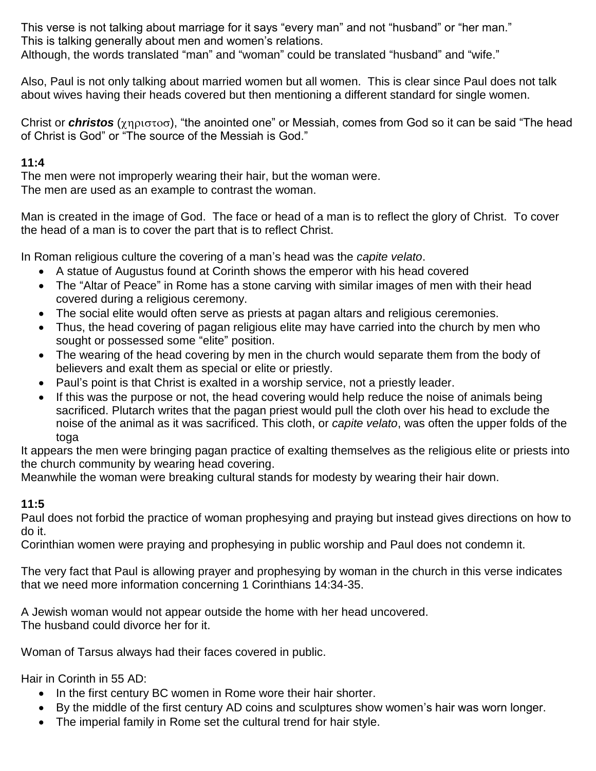This verse is not talking about marriage for it says "every man" and not "husband" or "her man."
This is talking generally about men and women's relations.
Although, the words translated "man" and "woman" could be translated "husband" and "wife."

Also, Paul is not only talking about married women but all women. This is clear since Paul does not talk about wives having their heads covered but then mentioning a different standard for single women.

Christ or ***christos*** (χηριστοσ), "the anointed one" or Messiah, comes from God so it can be said "The head of Christ is God" or "The source of the Messiah is God."

**11:4**

The men were not improperly wearing their hair, but the woman were.
The men are used as an example to contrast the woman.

Man is created in the image of God. The face or head of a man is to reflect the glory of Christ. To cover the head of a man is to cover the part that is to reflect Christ.

In Roman religious culture the covering of a man's head was the *capite velato*.

- A statue of Augustus found at Corinth shows the emperor with his head covered
- The "Altar of Peace" in Rome has a stone carving with similar images of men with their head covered during a religious ceremony.
- The social elite would often serve as priests at pagan altars and religious ceremonies.
- Thus, the head covering of pagan religious elite may have carried into the church by men who sought or possessed some "elite" position.
- The wearing of the head covering by men in the church would separate them from the body of believers and exalt them as special or elite or priestly.
- Paul's point is that Christ is exalted in a worship service, not a priestly leader.
- If this was the purpose or not, the head covering would help reduce the noise of animals being sacrificed. Plutarch writes that the pagan priest would pull the cloth over his head to exclude the noise of the animal as it was sacrificed. This cloth, or *capite velato*, was often the upper folds of the toga

It appears the men were bringing pagan practice of exalting themselves as the religious elite or priests into the church community by wearing head covering.
Meanwhile the woman were breaking cultural stands for modesty by wearing their hair down.

**11:5**

Paul does not forbid the practice of woman prophesying and praying but instead gives directions on how to do it.
Corinthian women were praying and prophesying in public worship and Paul does not condemn it.

The very fact that Paul is allowing prayer and prophesying by woman in the church in this verse indicates that we need more information concerning 1 Corinthians 14:34-35.

A Jewish woman would not appear outside the home with her head uncovered.
The husband could divorce her for it.

Woman of Tarsus always had their faces covered in public.

Hair in Corinth in 55 AD:

- In the first century BC women in Rome wore their hair shorter.
- By the middle of the first century AD coins and sculptures show women's hair was worn longer.
- The imperial family in Rome set the cultural trend for hair style.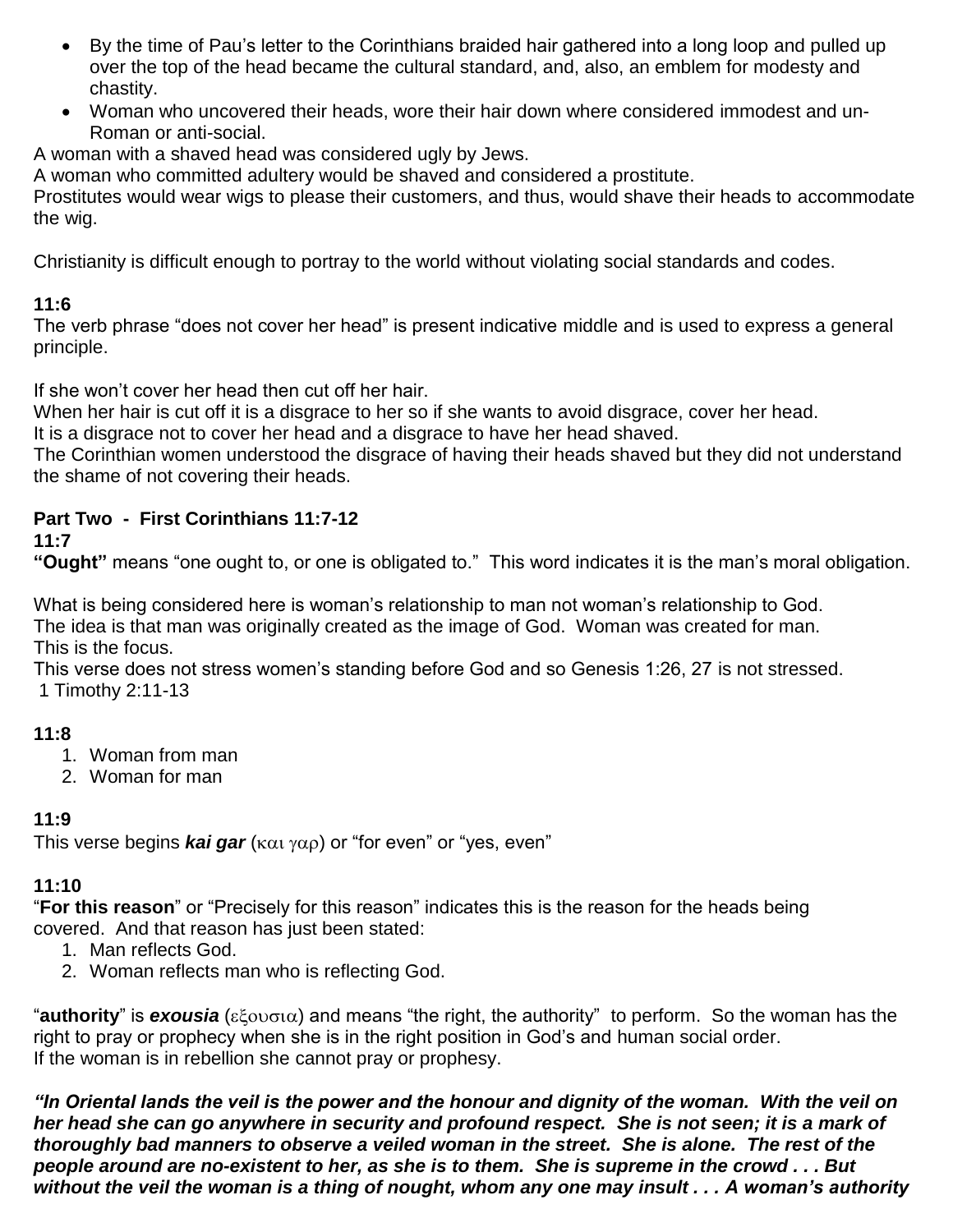- By the time of Pau's letter to the Corinthians braided hair gathered into a long loop and pulled up over the top of the head became the cultural standard, and, also, an emblem for modesty and chastity.
- Woman who uncovered their heads, wore their hair down where considered immodest and un-Roman or anti-social.

A woman with a shaved head was considered ugly by Jews.
A woman who committed adultery would be shaved and considered a prostitute.
Prostitutes would wear wigs to please their customers, and thus, would shave their heads to accommodate the wig.

Christianity is difficult enough to portray to the world without violating social standards and codes.

**11:6**
The verb phrase "does not cover her head" is present indicative middle and is used to express a general principle.

If she won't cover her head then cut off her hair.
When her hair is cut off it is a disgrace to her so if she wants to avoid disgrace, cover her head.
It is a disgrace not to cover her head and a disgrace to have her head shaved.
The Corinthian women understood the disgrace of having their heads shaved but they did not understand the shame of not covering their heads.

## Part Two - First Corinthians 11:7-12

**11:7**
**"Ought"** means "one ought to, or one is obligated to." This word indicates it is the man's moral obligation.

What is being considered here is woman's relationship to man not woman's relationship to God.
The idea is that man was originally created as the image of God. Woman was created for man.
This is the focus.
This verse does not stress women's standing before God and so Genesis 1:26, 27 is not stressed.
1 Timothy 2:11-13

**11:8**

1. Woman from man
2. Woman for man

**11:9**
This verse begins ***kai gar*** (και γαρ) or "for even" or "yes, even"

**11:10**
"**For this reason**" or "Precisely for this reason" indicates this is the reason for the heads being covered. And that reason has just been stated:

1. Man reflects God.
2. Woman reflects man who is reflecting God.

"**authority**" is ***exousia*** (εξουσια) and means "the right, the authority" to perform. So the woman has the right to pray or prophecy when she is in the right position in God's and human social order.
If the woman is in rebellion she cannot pray or prophesy.

***"In Oriental lands the veil is the power and the honour and dignity of the woman. With the veil on her head she can go anywhere in security and profound respect. She is not seen; it is a mark of thoroughly bad manners to observe a veiled woman in the street. She is alone. The rest of the people around are no-existent to her, as she is to them. She is supreme in the crowd . . . But without the veil the woman is a thing of nought, whom any one may insult . . . A woman's authority***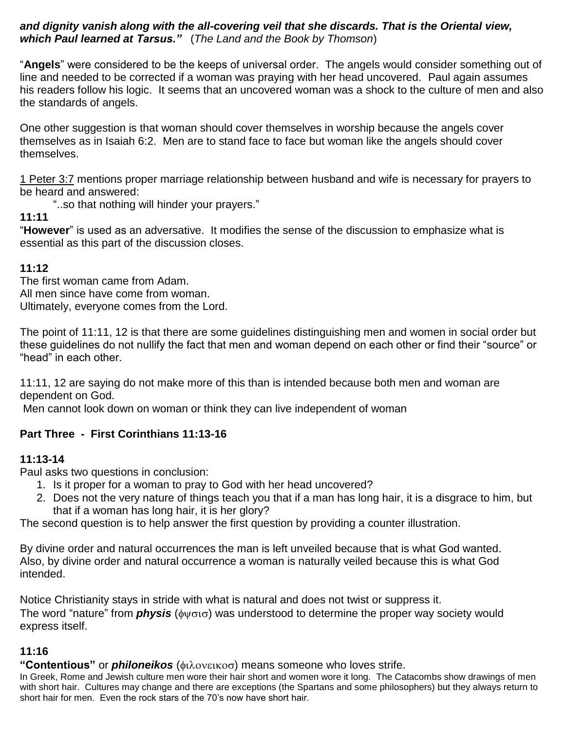***and dignity vanish along with the all-covering veil that she discards. That is the Oriental view, which Paul learned at Tarsus."*** (*The Land and the Book by Thomson*)

"**Angels**" were considered to be the keeps of universal order. The angels would consider something out of line and needed to be corrected if a woman was praying with her head uncovered. Paul again assumes his readers follow his logic. It seems that an uncovered woman was a shock to the culture of men and also the standards of angels.

One other suggestion is that woman should cover themselves in worship because the angels cover themselves as in Isaiah 6:2. Men are to stand face to face but woman like the angels should cover themselves.

1 Peter 3:7 mentions proper marriage relationship between husband and wife is necessary for prayers to be heard and answered:

"..so that nothing will hinder your prayers."

**11:11**

"**However**" is used as an adversative. It modifies the sense of the discussion to emphasize what is essential as this part of the discussion closes.

**11:12**

The first woman came from Adam.
All men since have come from woman.
Ultimately, everyone comes from the Lord.

The point of 11:11, 12 is that there are some guidelines distinguishing men and women in social order but these guidelines do not nullify the fact that men and woman depend on each other or find their "source" or "head" in each other.

11:11, 12 are saying do not make more of this than is intended because both men and woman are dependent on God.

Men cannot look down on woman or think they can live independent of woman

**Part Three - First Corinthians 11:13-16**

**11:13-14**

Paul asks two questions in conclusion:

1. Is it proper for a woman to pray to God with her head uncovered?
2. Does not the very nature of things teach you that if a man has long hair, it is a disgrace to him, but that if a woman has long hair, it is her glory?

The second question is to help answer the first question by providing a counter illustration.

By divine order and natural occurrences the man is left unveiled because that is what God wanted.
Also, by divine order and natural occurrence a woman is naturally veiled because this is what God intended.

Notice Christianity stays in stride with what is natural and does not twist or suppress it.
The word "nature" from ***physis*** (φψσισ) was understood to determine the proper way society would express itself.

**11:16**

**"Contentious"** or ***philoneikos*** (φιλονεικοσ) means someone who loves strife.

In Greek, Rome and Jewish culture men wore their hair short and women wore it long. The Catacombs show drawings of men with short hair. Cultures may change and there are exceptions (the Spartans and some philosophers) but they always return to short hair for men. Even the rock stars of the 70's now have short hair.